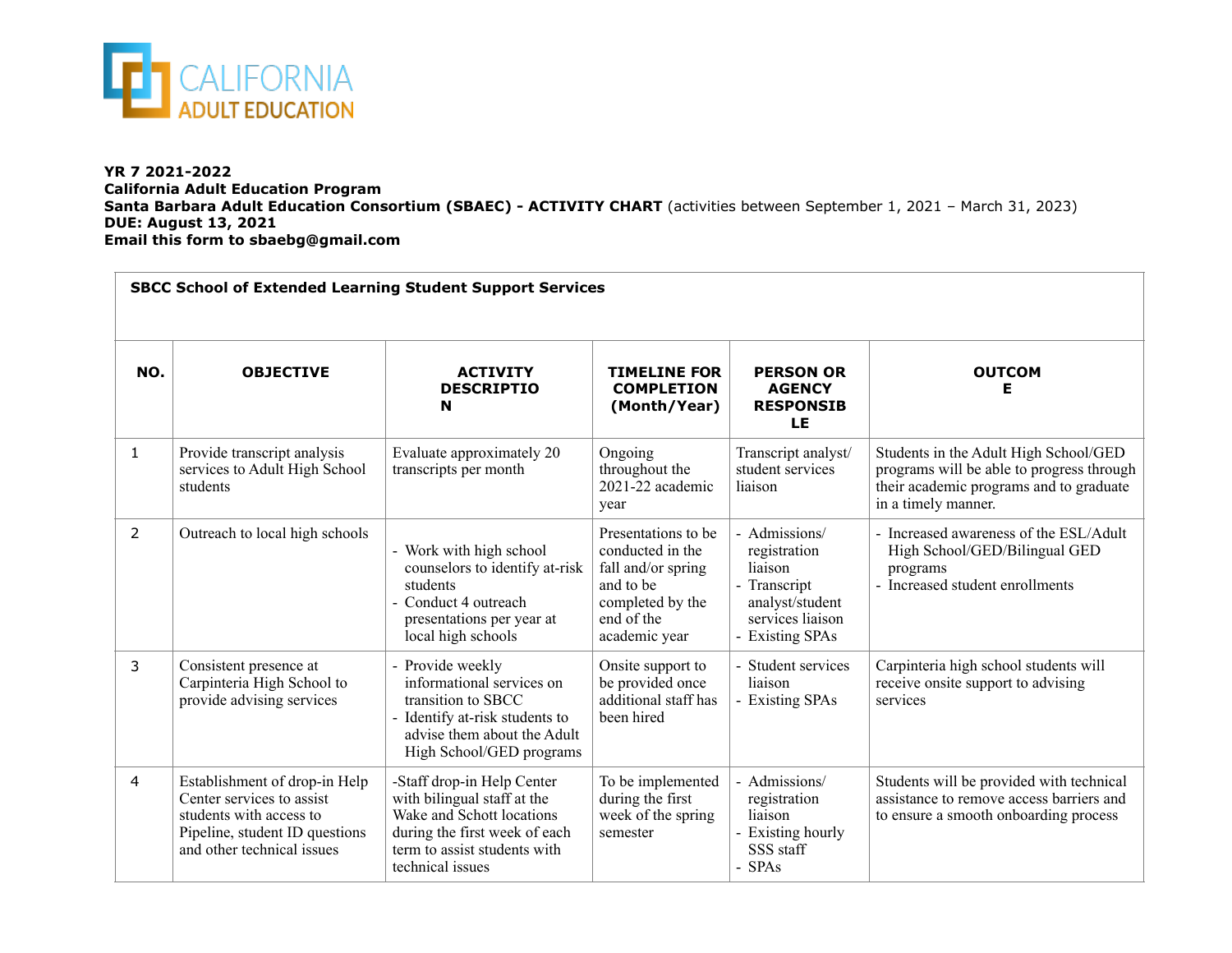CALIFORNIA ADULT EDUCATION

**YR 7 2021-2022**
**California Adult Education Program**
**Santa Barbara Adult Education Consortium (SBAEC) - ACTIVITY CHART** (activities between September 1, 2021 – March 31, 2023)
**DUE: August 13, 2021**
**Email this form to sbaebg@gmail.com**

**SBCC School of Extended Learning Student Support Services**

| NO. | OBJECTIVE | ACTIVITY DESCRIPTION | TIMELINE FOR COMPLETION (Month/Year) | PERSON OR AGENCY RESPONSIBLE | OUTCOME |
|---|---|---|---|---|---|
| 1 | Provide transcript analysis services to Adult High School students | Evaluate approximately 20 transcripts per month | Ongoing throughout the 2021-22 academic year | Transcript analyst/ student services liaison | Students in the Adult High School/GED programs will be able to progress through their academic programs and to graduate in a timely manner. |
| 2 | Outreach to local high schools | - Work with high school counselors to identify at-risk students<br>- Conduct 4 outreach presentations per year at local high schools | Presentations to be conducted in the fall and/or spring and to be completed by the end of the academic year | - Admissions/ registration liaison<br>- Transcript analyst/student services liaison<br>- Existing SPAs | - Increased awareness of the ESL/Adult High School/GED/Bilingual GED programs<br>- Increased student enrollments |
| 3 | Consistent presence at Carpinteria High School to provide advising services | - Provide weekly informational services on transition to SBCC<br>- Identify at-risk students to advise them about the Adult High School/GED programs | Onsite support to be provided once additional staff has been hired | - Student services liaison<br>- Existing SPAs | Carpinteria high school students will receive onsite support to advising services |
| 4 | Establishment of drop-in Help Center services to assist students with access to Pipeline, student ID questions and other technical issues | -Staff drop-in Help Center with bilingual staff at the Wake and Schott locations during the first week of each term to assist students with technical issues | To be implemented during the first week of the spring semester | - Admissions/ registration liaison<br>- Existing hourly SSS staff<br>- SPAs | Students will be provided with technical assistance to remove access barriers and to ensure a smooth onboarding process |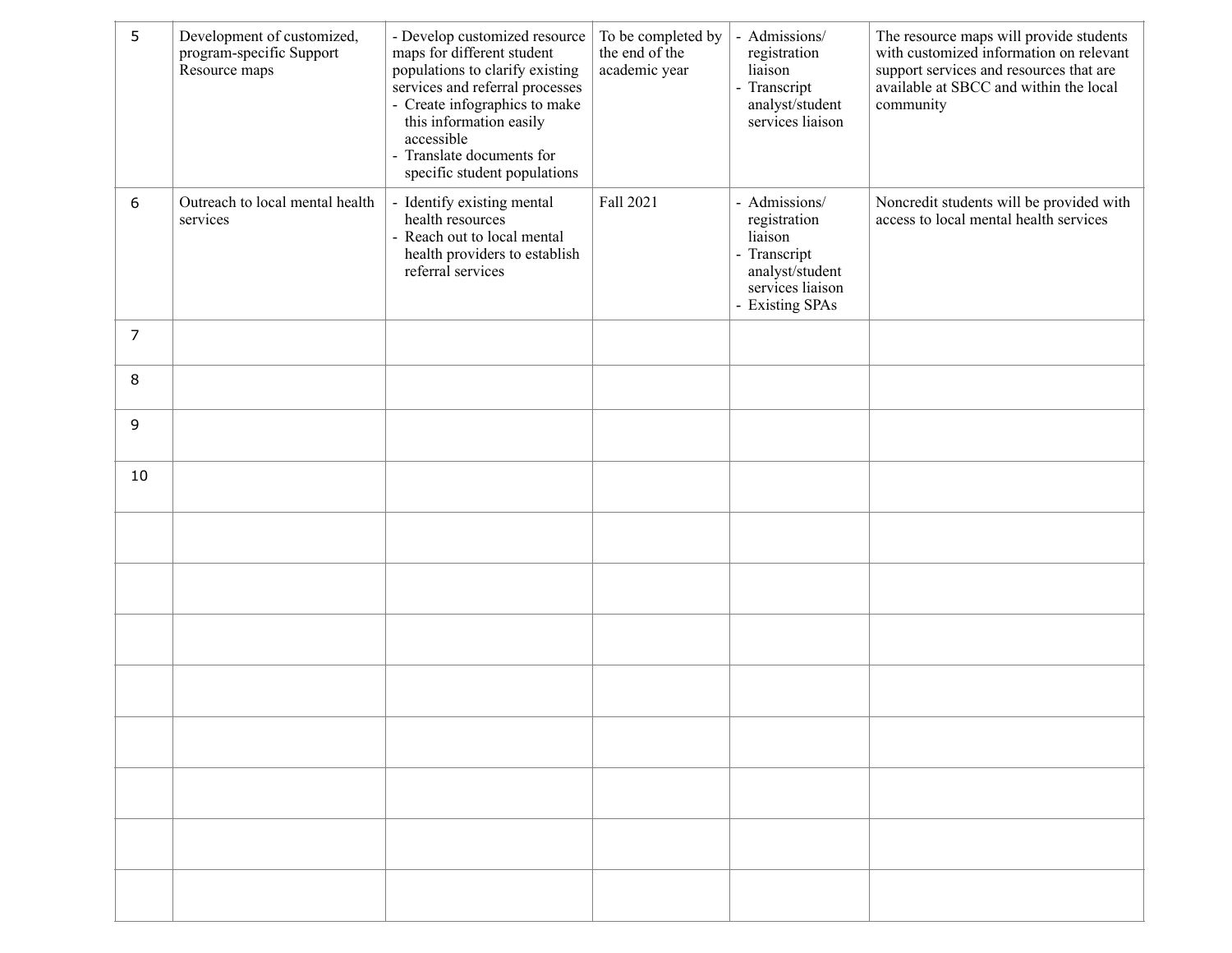| | | | | | |
|---|---|---|---|---|---|
| 5 | Development of customized, program-specific Support Resource maps | - Develop customized resource maps for different student populations to clarify existing services and referral processes<br>- Create infographics to make this information easily accessible<br>- Translate documents for specific student populations | To be completed by the end of the academic year | - Admissions/ registration liaison<br>- Transcript analyst/student services liaison | The resource maps will provide students with customized information on relevant support services and resources that are available at SBCC and within the local community |
| 6 | Outreach to local mental health services | - Identify existing mental health resources<br>- Reach out to local mental health providers to establish referral services | Fall 2021 | - Admissions/ registration liaison<br>- Transcript analyst/student services liaison<br>- Existing SPAs | Noncredit students will be provided with access to local mental health services |
| 7 | | | | | |
| 8 | | | | | |
| 9 | | | | | |
| 10 | | | | | |
| | | | | | |
| | | | | | |
| | | | | | |
| | | | | | |
| | | | | | |
| | | | | | |
| | | | | | |
| | | | | | |